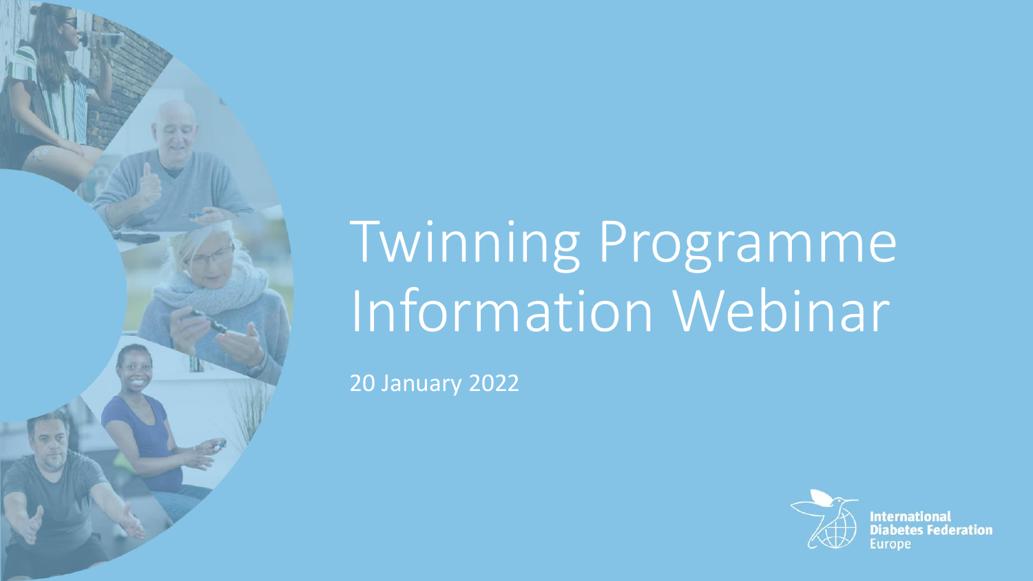# Twinning Programme Information Webinar

20 January 2022

International Diabetes Federation Europe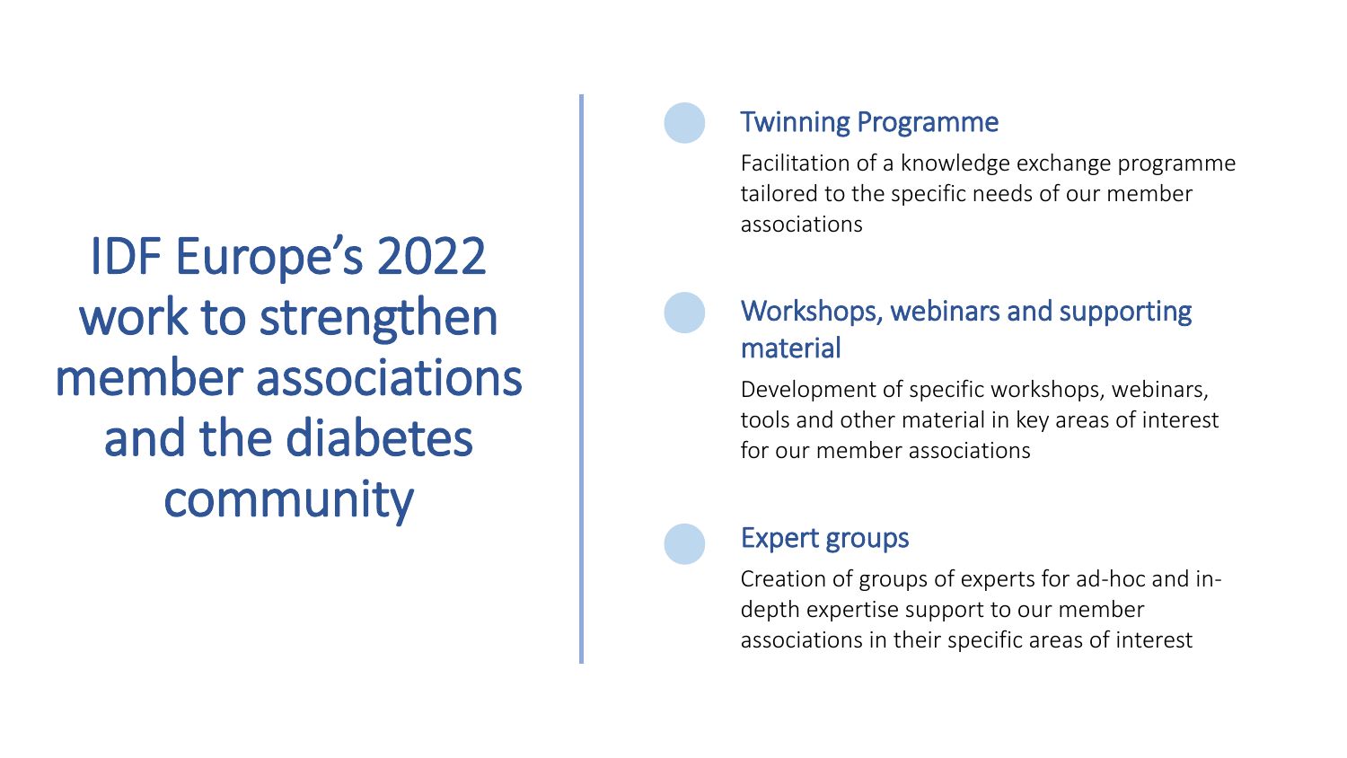# IDF Europe's 2022 work to strengthen member associations and the diabetes community

### Twinning Programme

Facilitation of a knowledge exchange programme tailored to the specific needs of our member associations

### Workshops, webinars and supporting material

Development of specific workshops, webinars, tools and other material in key areas of interest for our member associations

### Expert groups

Creation of groups of experts for ad-hoc and in-depth expertise support to our member associations in their specific areas of interest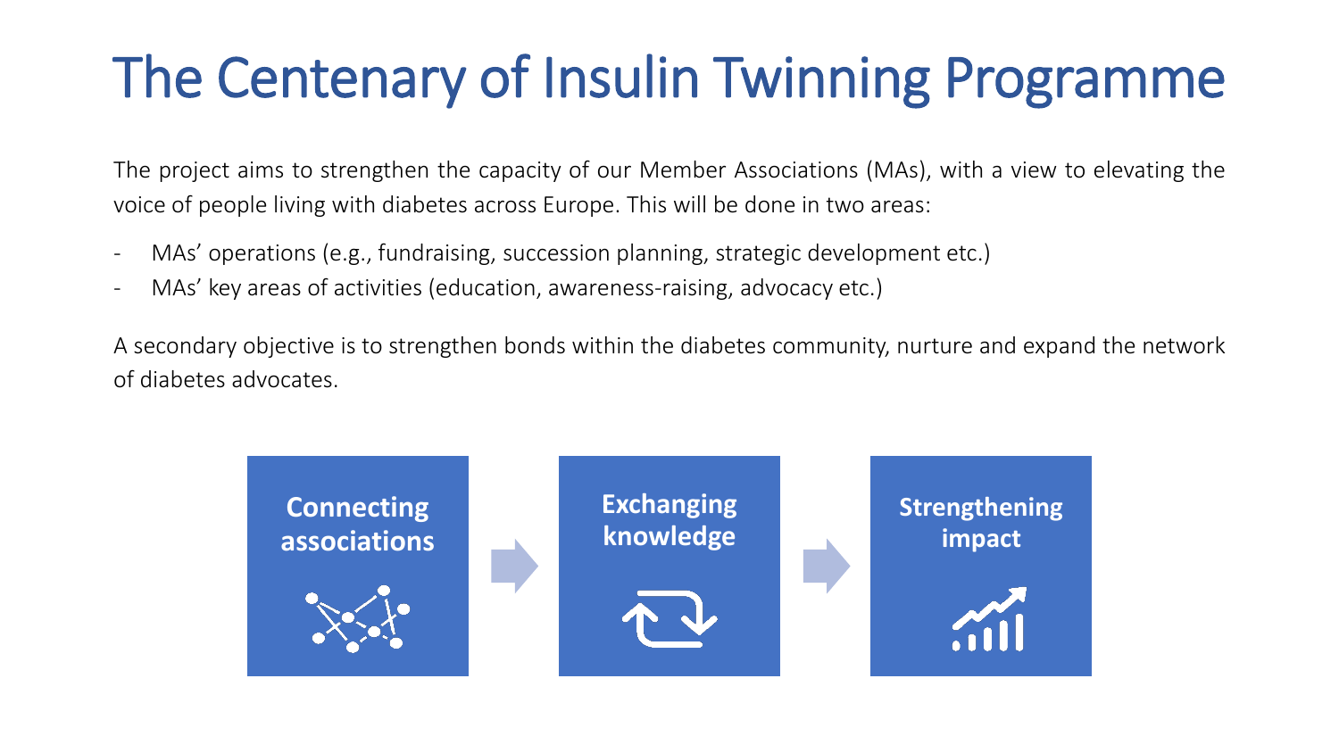# The Centenary of Insulin Twinning Programme

The project aims to strengthen the capacity of our Member Associations (MAs), with a view to elevating the voice of people living with diabetes across Europe. This will be done in two areas:

- MAs' operations (e.g., fundraising, succession planning, strategic development etc.)
- MAs' key areas of activities (education, awareness-raising, advocacy etc.)

A secondary objective is to strengthen bonds within the diabetes community, nurture and expand the network of diabetes advocates.

**Connecting associations** → **Exchanging knowledge** → **Strengthening impact**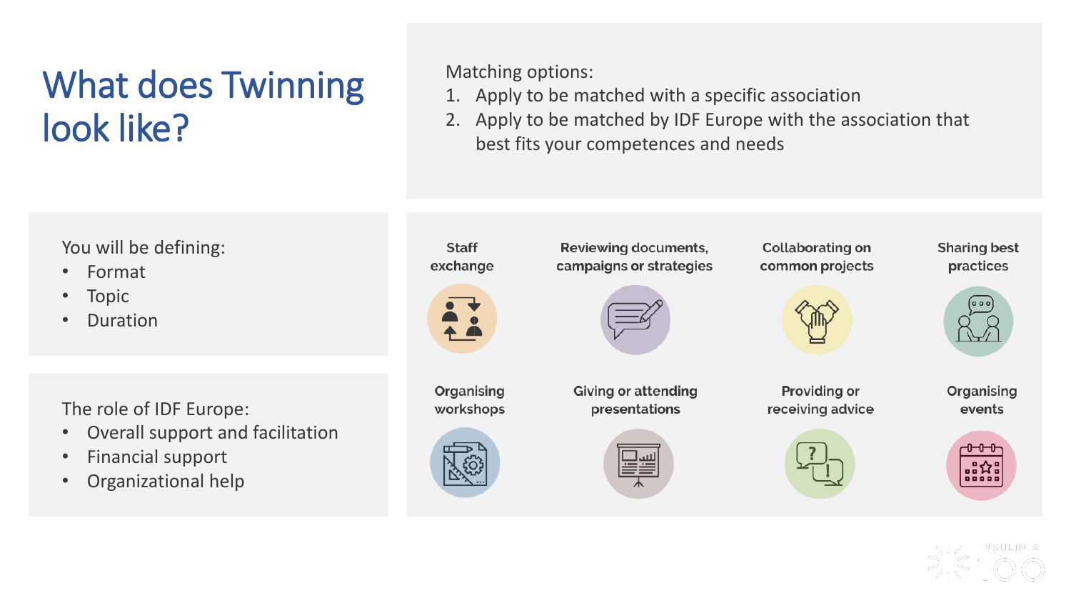# What does Twinning look like?

Matching options:

1. Apply to be matched with a specific association
2. Apply to be matched by IDF Europe with the association that best fits your competences and needs

You will be defining:

- Format
- Topic
- Duration

The role of IDF Europe:

- Overall support and facilitation
- Financial support
- Organizational help

Staff exchange

Reviewing documents, campaigns or strategies

Collaborating on common projects

Sharing best practices

Organising workshops

Giving or attending presentations

Providing or receiving advice

Organising events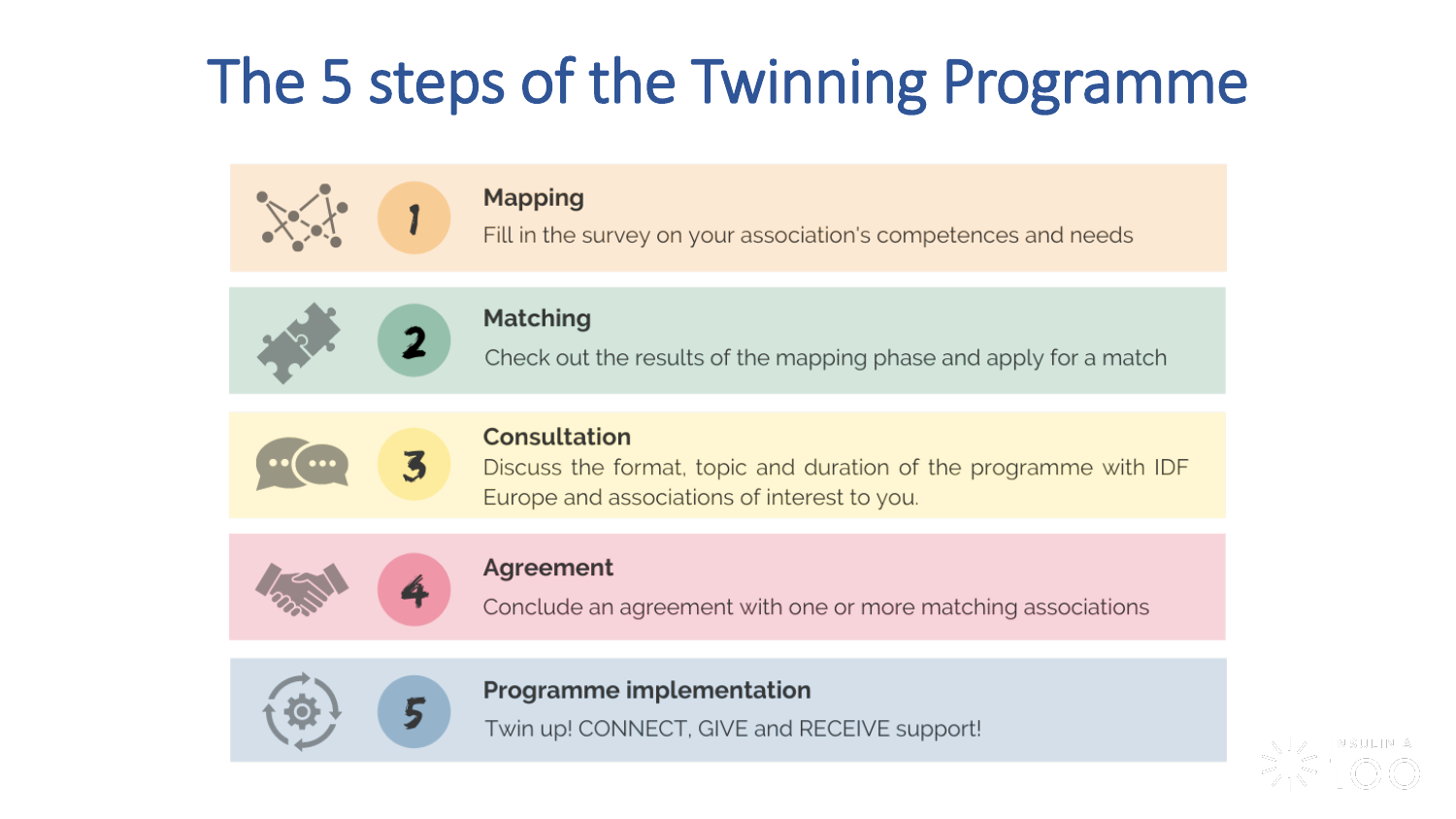# The 5 steps of the Twinning Programme

1. **Mapping**
   Fill in the survey on your association's competences and needs

2. **Matching**
   Check out the results of the mapping phase and apply for a match

3. **Consultation**
   Discuss the format, topic and duration of the programme with IDF Europe and associations of interest to you.

4. **Agreement**
   Conclude an agreement with one or more matching associations

5. **Programme implementation**
   Twin up! CONNECT, GIVE and RECEIVE support!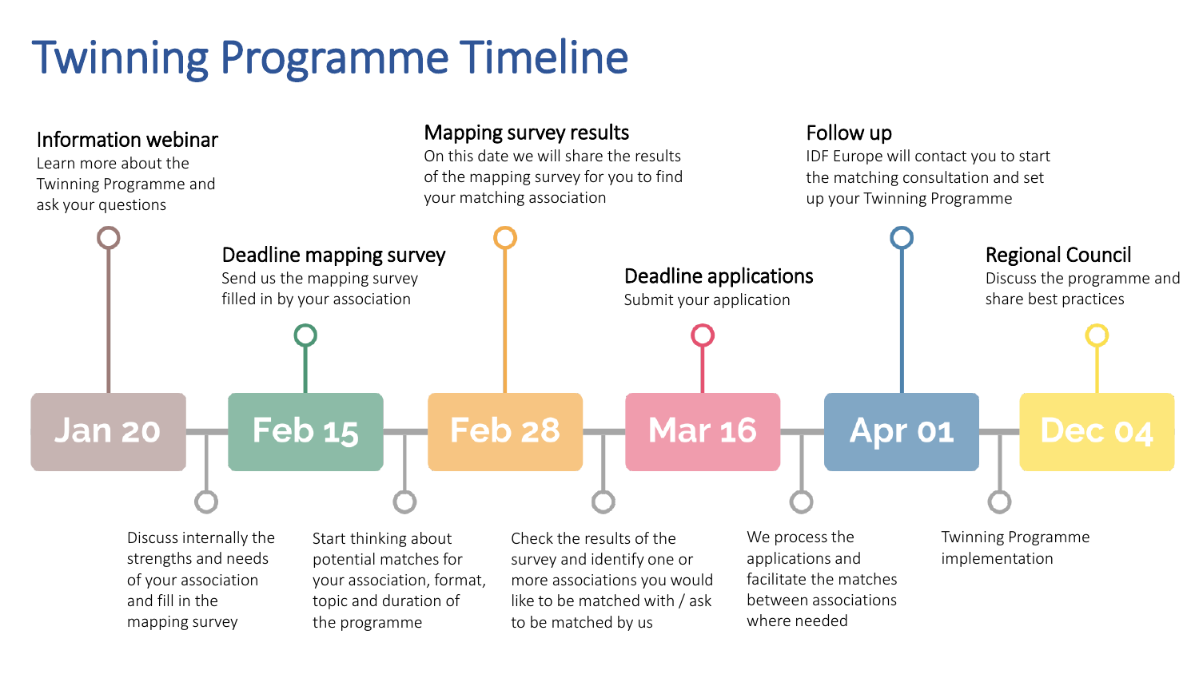# Twinning Programme Timeline

**Jan 20**

**Information webinar**
Learn more about the Twinning Programme and ask your questions

Discuss internally the strengths and needs of your association and fill in the mapping survey

**Feb 15**

**Deadline mapping survey**
Send us the mapping survey filled in by your association

Start thinking about potential matches for your association, format, topic and duration of the programme

**Feb 28**

**Mapping survey results**
On this date we will share the results of the mapping survey for you to find your matching association

Check the results of the survey and identify one or more associations you would like to be matched with / ask to be matched by us

**Mar 16**

**Deadline applications**
Submit your application

We process the applications and facilitate the matches between associations where needed

**Apr 01**

**Follow up**
IDF Europe will contact you to start the matching consultation and set up your Twinning Programme

Twinning Programme implementation

**Dec 04**

**Regional Council**
Discuss the programme and share best practices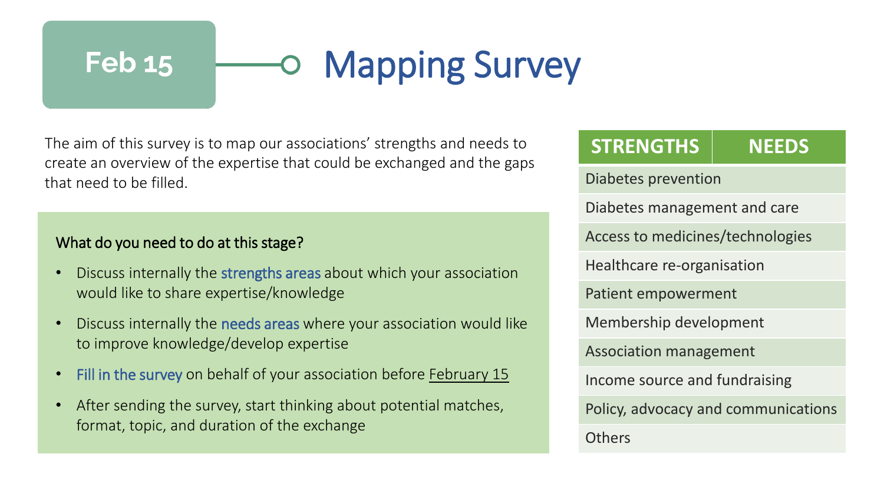# Feb 15 — Mapping Survey

The aim of this survey is to map our associations' strengths and needs to create an overview of the expertise that could be exchanged and the gaps that need to be filled.

**What do you need to do at this stage?**

- Discuss internally the strengths areas about which your association would like to share expertise/knowledge
- Discuss internally the needs areas where your association would like to improve knowledge/develop expertise
- Fill in the survey on behalf of your association before February 15
- After sending the survey, start thinking about potential matches, format, topic, and duration of the exchange

| STRENGTHS | NEEDS |
|---|---|
| Diabetes prevention | |
| Diabetes management and care | |
| Access to medicines/technologies | |
| Healthcare re-organisation | |
| Patient empowerment | |
| Membership development | |
| Association management | |
| Income source and fundraising | |
| Policy, advocacy and communications | |
| Others | |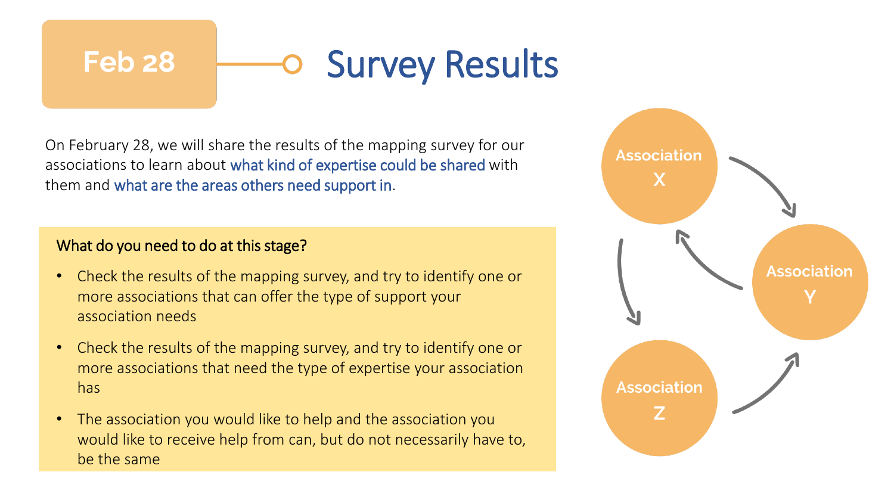Feb 28

# Survey Results

On February 28, we will share the results of the mapping survey for our associations to learn about what kind of expertise could be shared with them and what are the areas others need support in.

**What do you need to do at this stage?**

- Check the results of the mapping survey, and try to identify one or more associations that can offer the type of support your association needs
- Check the results of the mapping survey, and try to identify one or more associations that need the type of expertise your association has
- The association you would like to help and the association you would like to receive help from can, but do not necessarily have to, be the same

Association X

Association Y

Association Z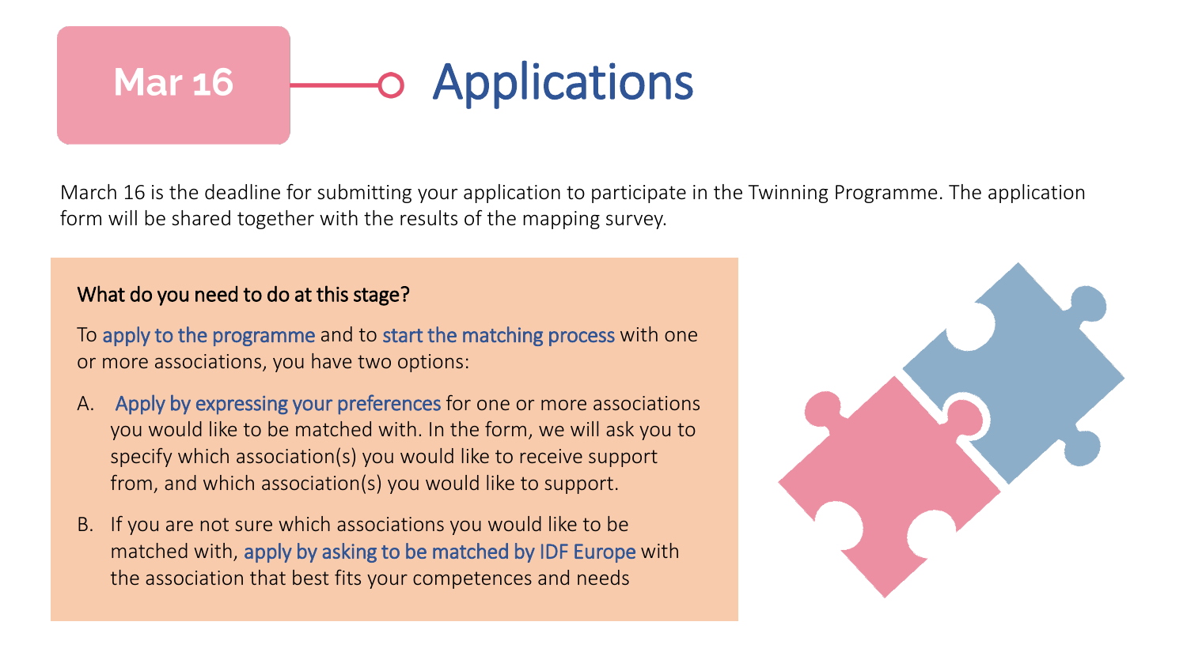# Mar 16 — Applications

March 16 is the deadline for submitting your application to participate in the Twinning Programme. The application form will be shared together with the results of the mapping survey.

**What do you need to do at this stage?**

To apply to the programme and to start the matching process with one or more associations, you have two options:

A. Apply by expressing your preferences for one or more associations you would like to be matched with. In the form, we will ask you to specify which association(s) you would like to receive support from, and which association(s) you would like to support.

B. If you are not sure which associations you would like to be matched with, apply by asking to be matched by IDF Europe with the association that best fits your competences and needs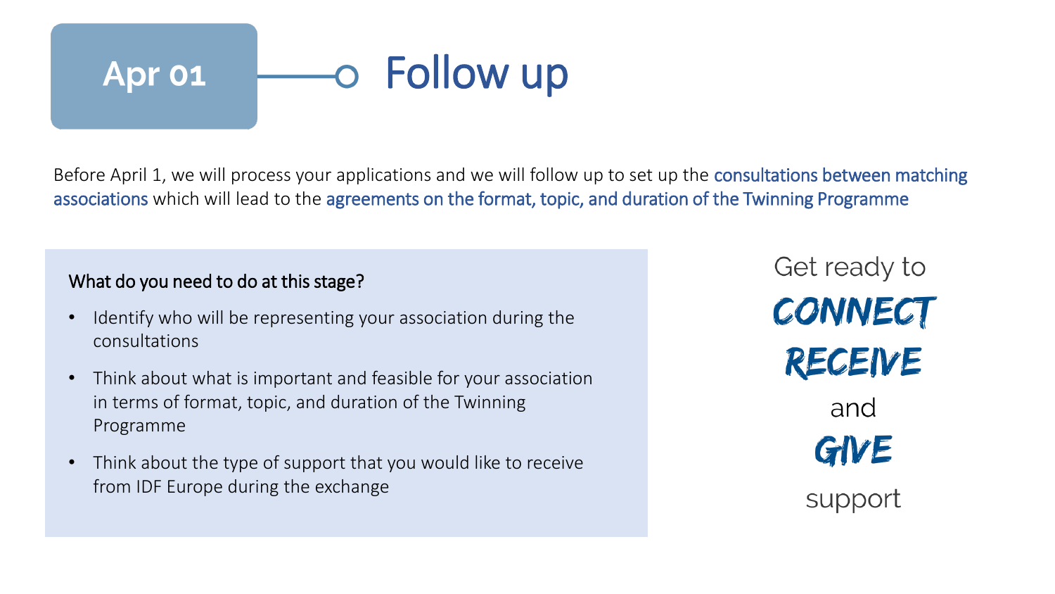**Apr 01**

# Follow up

Before April 1, we will process your applications and we will follow up to set up the consultations between matching associations which will lead to the agreements on the format, topic, and duration of the Twinning Programme

**What do you need to do at this stage?**

- Identify who will be representing your association during the consultations
- Think about what is important and feasible for your association in terms of format, topic, and duration of the Twinning Programme
- Think about the type of support that you would like to receive from IDF Europe during the exchange

Get ready to

**CONNECT**

**RECEIVE**

and

**GIVE**

support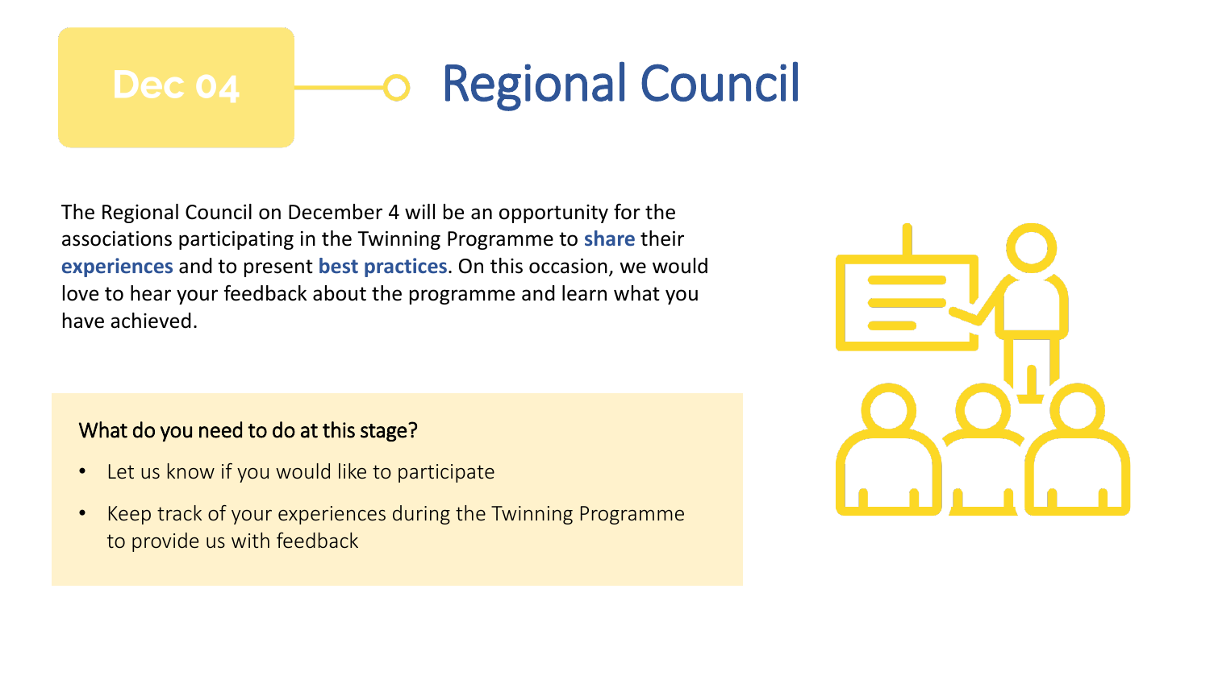Dec 04

# Regional Council

The Regional Council on December 4 will be an opportunity for the associations participating in the Twinning Programme to **share** their **experiences** and to present **best practices**. On this occasion, we would love to hear your feedback about the programme and learn what you have achieved.

### What do you need to do at this stage?

- Let us know if you would like to participate
- Keep track of your experiences during the Twinning Programme to provide us with feedback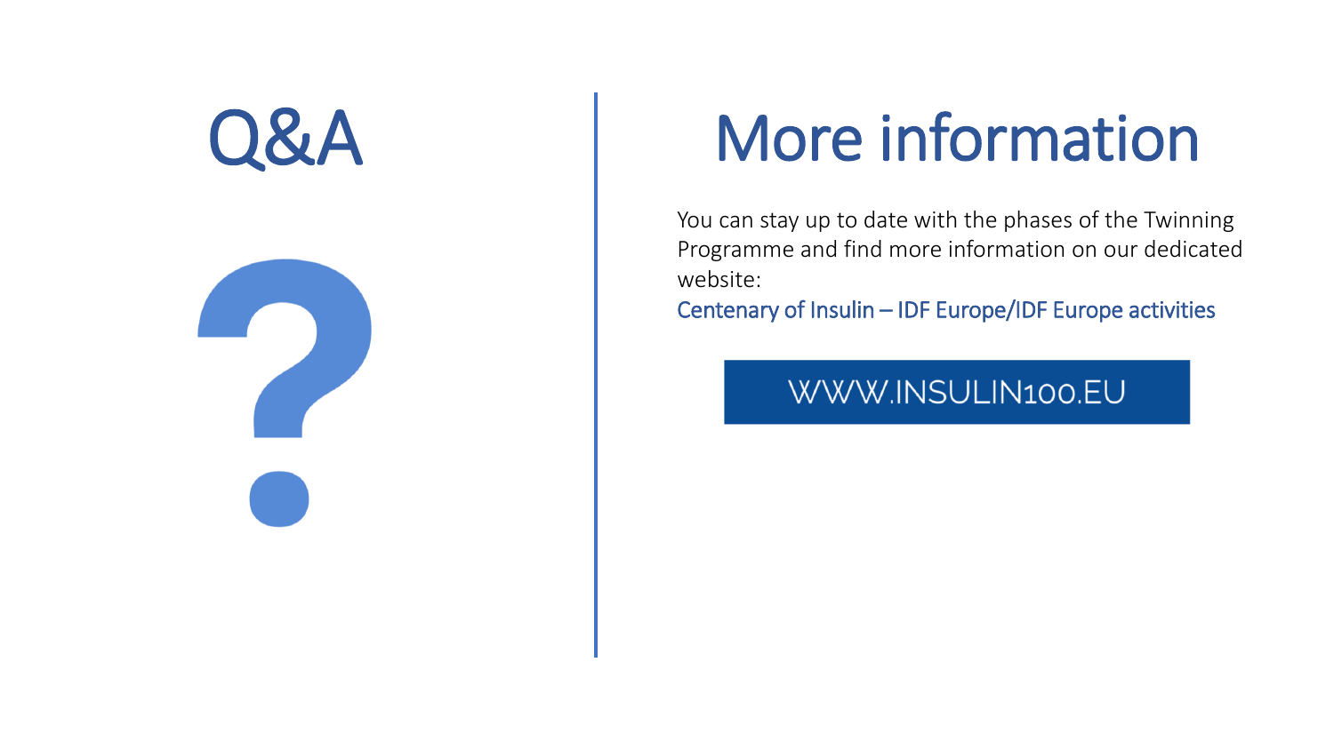# Q&A

?

# More information

You can stay up to date with the phases of the Twinning Programme and find more information on our dedicated website:

Centenary of Insulin – IDF Europe/IDF Europe activities

WWW.INSULIN100.EU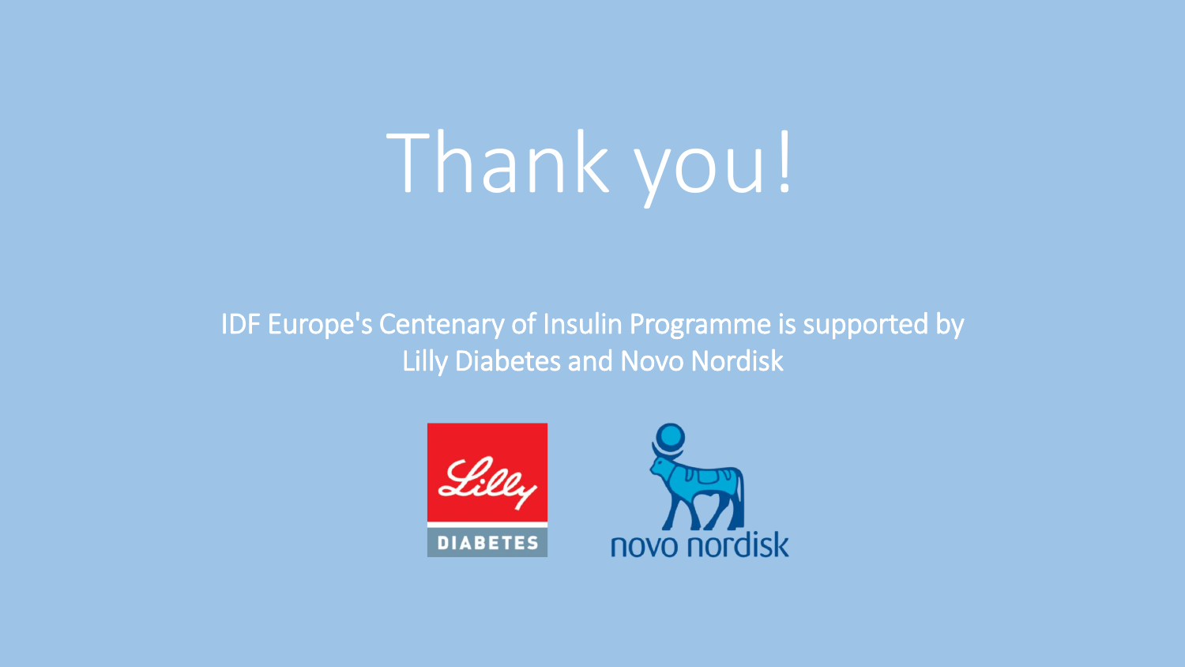# Thank you!

IDF Europe's Centenary of Insulin Programme is supported by Lilly Diabetes and Novo Nordisk